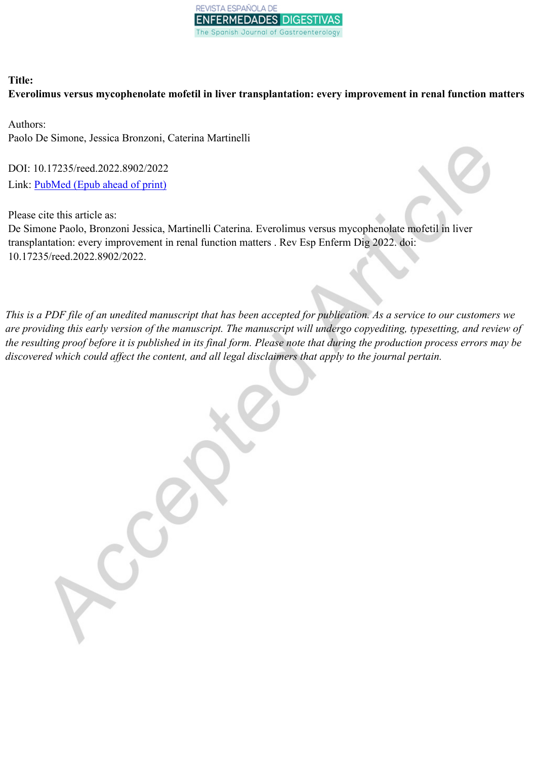**Title:**

**Everolimus versus mycophenolate mofetil in liver transplantation: every improvement in renal function matters**

Authors:

Paolo De Simone, Jessica Bronzoni, Caterina Martinelli

DOI: 10.17235/reed.2022.8902/2022

Link: PubMed (Epub ahead of print)

Please cite this article as:

De Simone Paolo, Bronzoni Jessica, Martinelli Caterina. Everolimus versus mycophenolate mofetil in liver transplantation: every improvement in renal function matters . Rev Esp Enferm Dig 2022. doi: 10.17235/reed.2022.8902/2022.

*This is a PDF file of an unedited manuscript that has been accepted for publication. As a service to our customers we are providing this early version of the manuscript. The manuscript will undergo copyediting, typesetting, and review of the resulting proof before it is published in its final form. Please note that during the production process errors may be discovered which could affect the content, and all legal disclaimers that apply to the journal pertain.*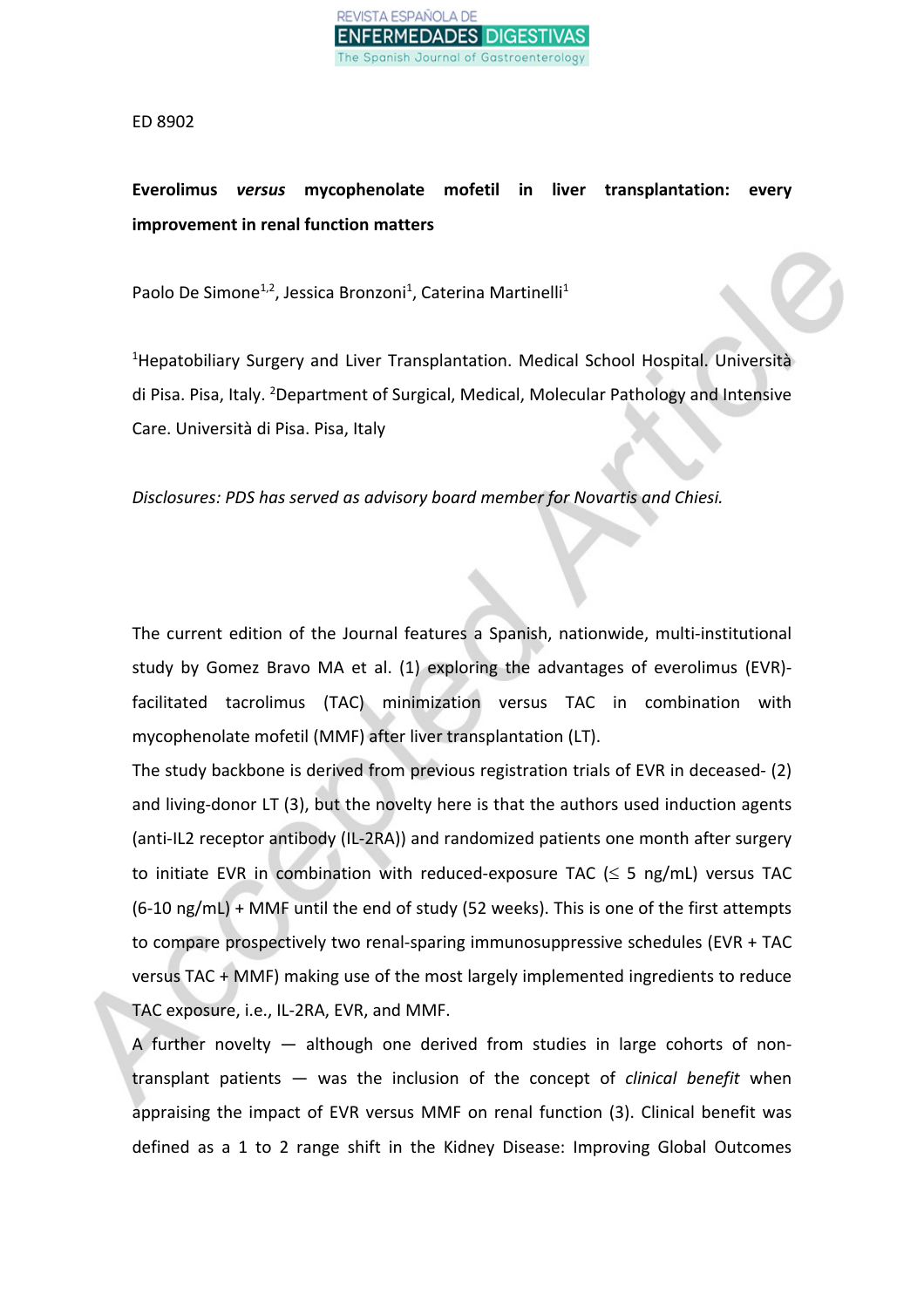ED 8902

**Everolimus *versus* mycophenolate mofetil in liver transplantation: every improvement in renal function matters**

Paolo De Simone[1,2], Jessica Bronzoni[1], Caterina Martinelli[1]

[1]Hepatobiliary Surgery and Liver Transplantation. Medical School Hospital. Università di Pisa. Pisa, Italy. [2]Department of Surgical, Medical, Molecular Pathology and Intensive Care. Università di Pisa. Pisa, Italy

*Disclosures: PDS has served as advisory board member for Novartis and Chiesi.*

The current edition of the Journal features a Spanish, nationwide, multi-institutional study by Gomez Bravo MA et al. (1) exploring the advantages of everolimus (EVR)-facilitated tacrolimus (TAC) minimization versus TAC in combination with mycophenolate mofetil (MMF) after liver transplantation (LT).

The study backbone is derived from previous registration trials of EVR in deceased- (2) and living-donor LT (3), but the novelty here is that the authors used induction agents (anti-IL2 receptor antibody (IL-2RA)) and randomized patients one month after surgery to initiate EVR in combination with reduced-exposure TAC (≤ 5 ng/mL) versus TAC (6-10 ng/mL) + MMF until the end of study (52 weeks). This is one of the first attempts to compare prospectively two renal-sparing immunosuppressive schedules (EVR + TAC versus TAC + MMF) making use of the most largely implemented ingredients to reduce TAC exposure, i.e., IL-2RA, EVR, and MMF.

A further novelty — although one derived from studies in large cohorts of non-transplant patients — was the inclusion of the concept of *clinical benefit* when appraising the impact of EVR versus MMF on renal function (3). Clinical benefit was defined as a 1 to 2 range shift in the Kidney Disease: Improving Global Outcomes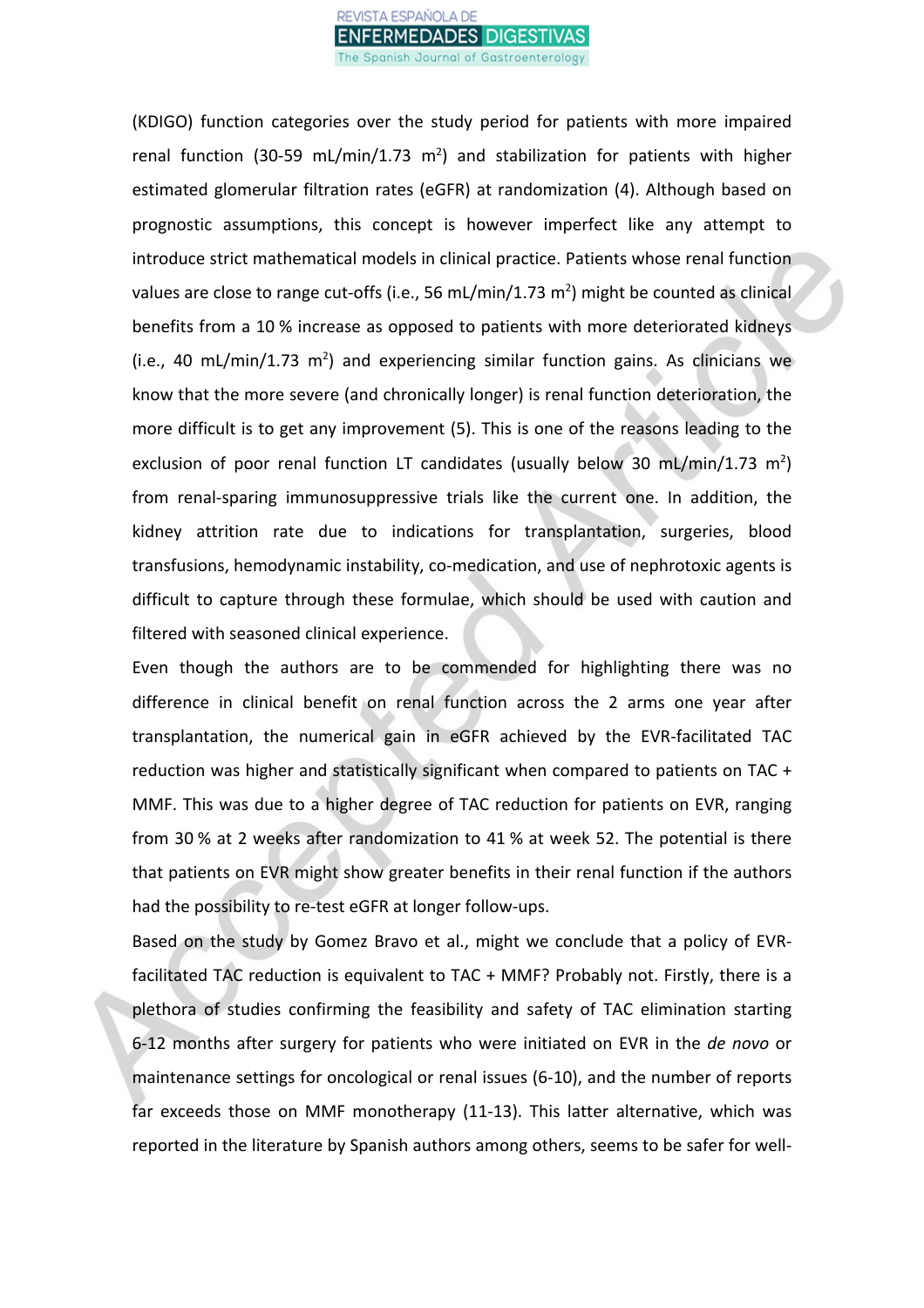(KDIGO) function categories over the study period for patients with more impaired renal function (30-59 mL/min/1.73 $m^2$) and stabilization for patients with higher estimated glomerular filtration rates (eGFR) at randomization (4). Although based on prognostic assumptions, this concept is however imperfect like any attempt to introduce strict mathematical models in clinical practice. Patients whose renal function values are close to range cut-offs (i.e., 56 mL/min/1.73 $m^2$) might be counted as clinical benefits from a 10 % increase as opposed to patients with more deteriorated kidneys (i.e., 40 mL/min/1.73 $m^2$) and experiencing similar function gains. As clinicians we know that the more severe (and chronically longer) is renal function deterioration, the more difficult is to get any improvement (5). This is one of the reasons leading to the exclusion of poor renal function LT candidates (usually below 30 mL/min/1.73 $m^2$) from renal-sparing immunosuppressive trials like the current one. In addition, the kidney attrition rate due to indications for transplantation, surgeries, blood transfusions, hemodynamic instability, co-medication, and use of nephrotoxic agents is difficult to capture through these formulae, which should be used with caution and filtered with seasoned clinical experience.

Even though the authors are to be commended for highlighting there was no difference in clinical benefit on renal function across the 2 arms one year after transplantation, the numerical gain in eGFR achieved by the EVR-facilitated TAC reduction was higher and statistically significant when compared to patients on TAC + MMF. This was due to a higher degree of TAC reduction for patients on EVR, ranging from 30 % at 2 weeks after randomization to 41 % at week 52. The potential is there that patients on EVR might show greater benefits in their renal function if the authors had the possibility to re-test eGFR at longer follow-ups.

Based on the study by Gomez Bravo et al., might we conclude that a policy of EVR-facilitated TAC reduction is equivalent to TAC + MMF? Probably not. Firstly, there is a plethora of studies confirming the feasibility and safety of TAC elimination starting 6-12 months after surgery for patients who were initiated on EVR in the *de novo* or maintenance settings for oncological or renal issues (6-10), and the number of reports far exceeds those on MMF monotherapy (11-13). This latter alternative, which was reported in the literature by Spanish authors among others, seems to be safer for well-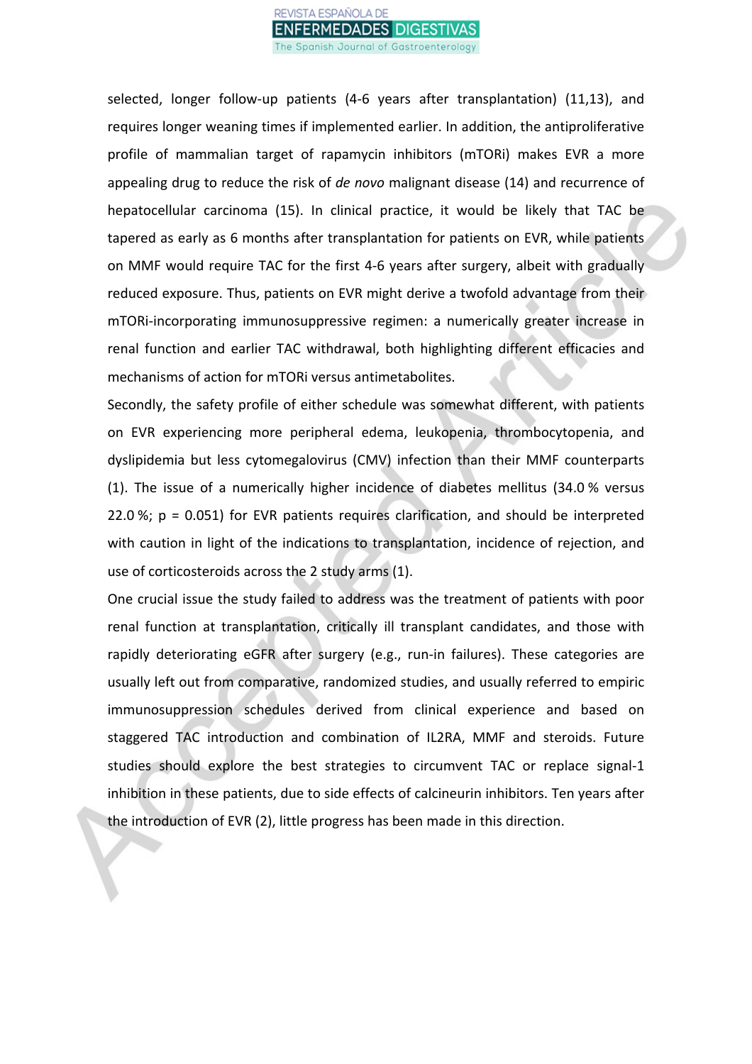selected, longer follow-up patients (4-6 years after transplantation) (11,13), and requires longer weaning times if implemented earlier. In addition, the antiproliferative profile of mammalian target of rapamycin inhibitors (mTORi) makes EVR a more appealing drug to reduce the risk of *de novo* malignant disease (14) and recurrence of hepatocellular carcinoma (15). In clinical practice, it would be likely that TAC be tapered as early as 6 months after transplantation for patients on EVR, while patients on MMF would require TAC for the first 4-6 years after surgery, albeit with gradually reduced exposure. Thus, patients on EVR might derive a twofold advantage from their mTORi-incorporating immunosuppressive regimen: a numerically greater increase in renal function and earlier TAC withdrawal, both highlighting different efficacies and mechanisms of action for mTORi versus antimetabolites.

Secondly, the safety profile of either schedule was somewhat different, with patients on EVR experiencing more peripheral edema, leukopenia, thrombocytopenia, and dyslipidemia but less cytomegalovirus (CMV) infection than their MMF counterparts (1). The issue of a numerically higher incidence of diabetes mellitus (34.0 % versus 22.0 %; $p = 0.051$) for EVR patients requires clarification, and should be interpreted with caution in light of the indications to transplantation, incidence of rejection, and use of corticosteroids across the 2 study arms (1).

One crucial issue the study failed to address was the treatment of patients with poor renal function at transplantation, critically ill transplant candidates, and those with rapidly deteriorating eGFR after surgery (e.g., run-in failures). These categories are usually left out from comparative, randomized studies, and usually referred to empiric immunosuppression schedules derived from clinical experience and based on staggered TAC introduction and combination of IL2RA, MMF and steroids. Future studies should explore the best strategies to circumvent TAC or replace signal-1 inhibition in these patients, due to side effects of calcineurin inhibitors. Ten years after the introduction of EVR (2), little progress has been made in this direction.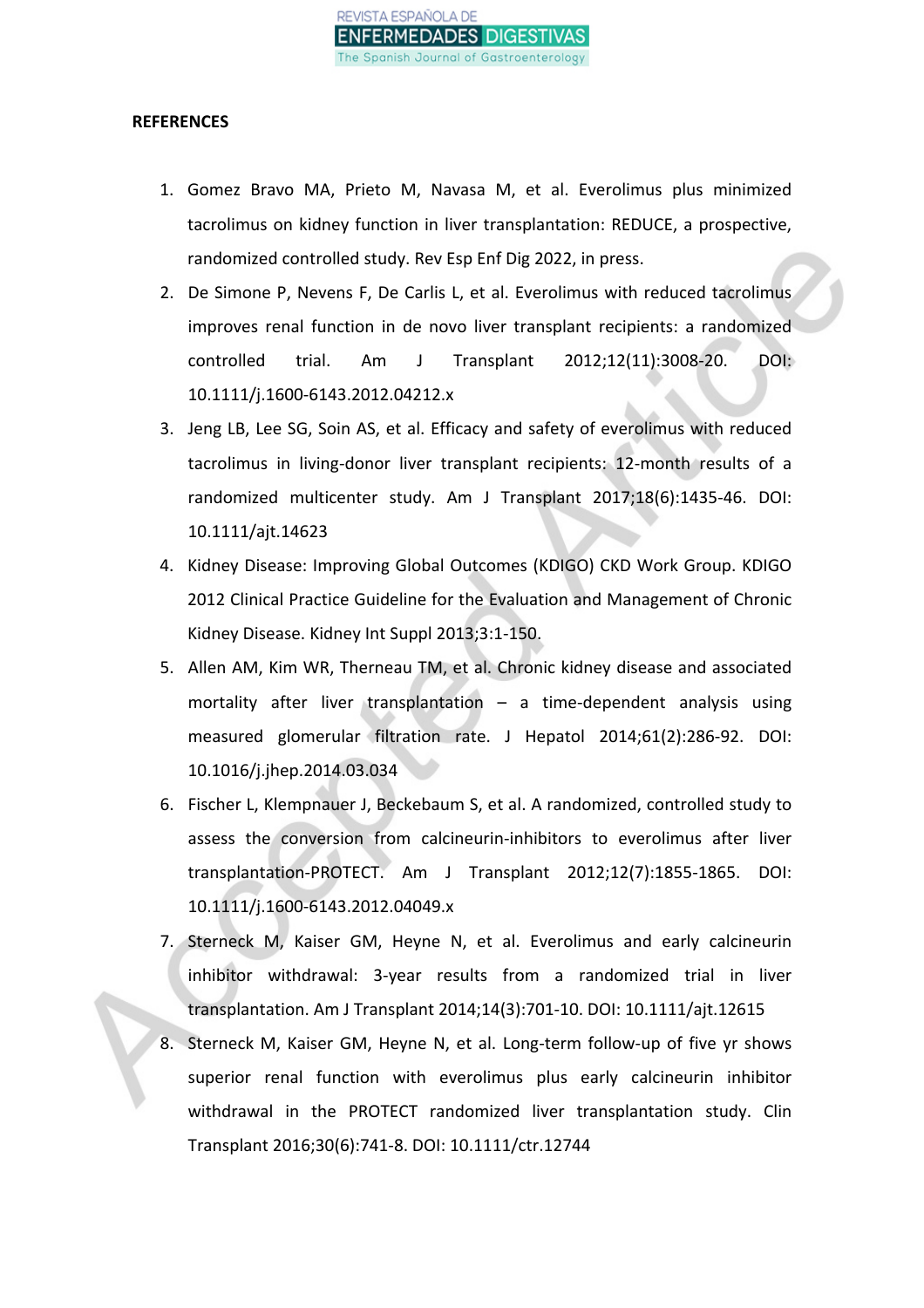**REFERENCES**

1. Gomez Bravo MA, Prieto M, Navasa M, et al. Everolimus plus minimized tacrolimus on kidney function in liver transplantation: REDUCE, a prospective, randomized controlled study. Rev Esp Enf Dig 2022, in press.
2. De Simone P, Nevens F, De Carlis L, et al. Everolimus with reduced tacrolimus improves renal function in de novo liver transplant recipients: a randomized controlled trial. Am J Transplant 2012;12(11):3008-20. DOI: 10.1111/j.1600-6143.2012.04212.x
3. Jeng LB, Lee SG, Soin AS, et al. Efficacy and safety of everolimus with reduced tacrolimus in living-donor liver transplant recipients: 12-month results of a randomized multicenter study. Am J Transplant 2017;18(6):1435-46. DOI: 10.1111/ajt.14623
4. Kidney Disease: Improving Global Outcomes (KDIGO) CKD Work Group. KDIGO 2012 Clinical Practice Guideline for the Evaluation and Management of Chronic Kidney Disease. Kidney Int Suppl 2013;3:1-150.
5. Allen AM, Kim WR, Therneau TM, et al. Chronic kidney disease and associated mortality after liver transplantation – a time-dependent analysis using measured glomerular filtration rate. J Hepatol 2014;61(2):286-92. DOI: 10.1016/j.jhep.2014.03.034
6. Fischer L, Klempnauer J, Beckebaum S, et al. A randomized, controlled study to assess the conversion from calcineurin-inhibitors to everolimus after liver transplantation-PROTECT. Am J Transplant 2012;12(7):1855-1865. DOI: 10.1111/j.1600-6143.2012.04049.x
7. Sterneck M, Kaiser GM, Heyne N, et al. Everolimus and early calcineurin inhibitor withdrawal: 3-year results from a randomized trial in liver transplantation. Am J Transplant 2014;14(3):701-10. DOI: 10.1111/ajt.12615
8. Sterneck M, Kaiser GM, Heyne N, et al. Long-term follow-up of five yr shows superior renal function with everolimus plus early calcineurin inhibitor withdrawal in the PROTECT randomized liver transplantation study. Clin Transplant 2016;30(6):741-8. DOI: 10.1111/ctr.12744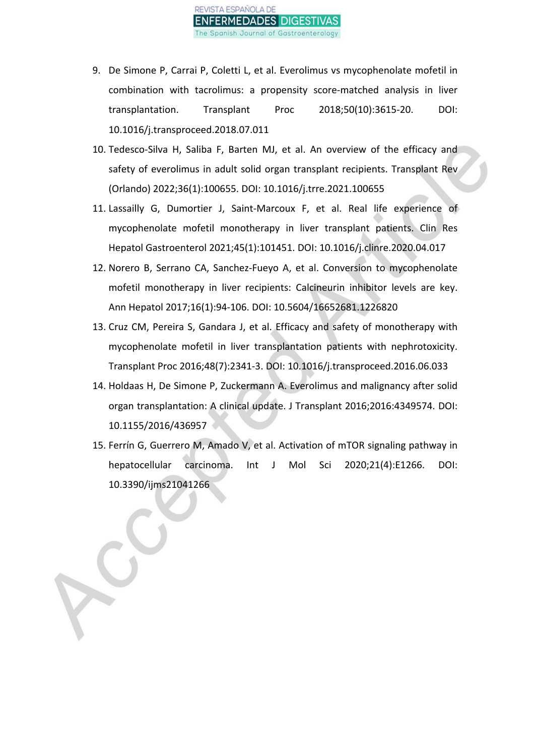9. De Simone P, Carrai P, Coletti L, et al. Everolimus vs mycophenolate mofetil in combination with tacrolimus: a propensity score-matched analysis in liver transplantation. Transplant Proc 2018;50(10):3615-20. DOI: 10.1016/j.transproceed.2018.07.011
10. Tedesco-Silva H, Saliba F, Barten MJ, et al. An overview of the efficacy and safety of everolimus in adult solid organ transplant recipients. Transplant Rev (Orlando) 2022;36(1):100655. DOI: 10.1016/j.trre.2021.100655
11. Lassailly G, Dumortier J, Saint-Marcoux F, et al. Real life experience of mycophenolate mofetil monotherapy in liver transplant patients. Clin Res Hepatol Gastroenterol 2021;45(1):101451. DOI: 10.1016/j.clinre.2020.04.017
12. Norero B, Serrano CA, Sanchez-Fueyo A, et al. Conversion to mycophenolate mofetil monotherapy in liver recipients: Calcineurin inhibitor levels are key. Ann Hepatol 2017;16(1):94-106. DOI: 10.5604/16652681.1226820
13. Cruz CM, Pereira S, Gandara J, et al. Efficacy and safety of monotherapy with mycophenolate mofetil in liver transplantation patients with nephrotoxicity. Transplant Proc 2016;48(7):2341-3. DOI: 10.1016/j.transproceed.2016.06.033
14. Holdaas H, De Simone P, Zuckermann A. Everolimus and malignancy after solid organ transplantation: A clinical update. J Transplant 2016;2016:4349574. DOI: 10.1155/2016/436957
15. Ferrín G, Guerrero M, Amado V, et al. Activation of mTOR signaling pathway in hepatocellular carcinoma. Int J Mol Sci 2020;21(4):E1266. DOI: 10.3390/ijms21041266